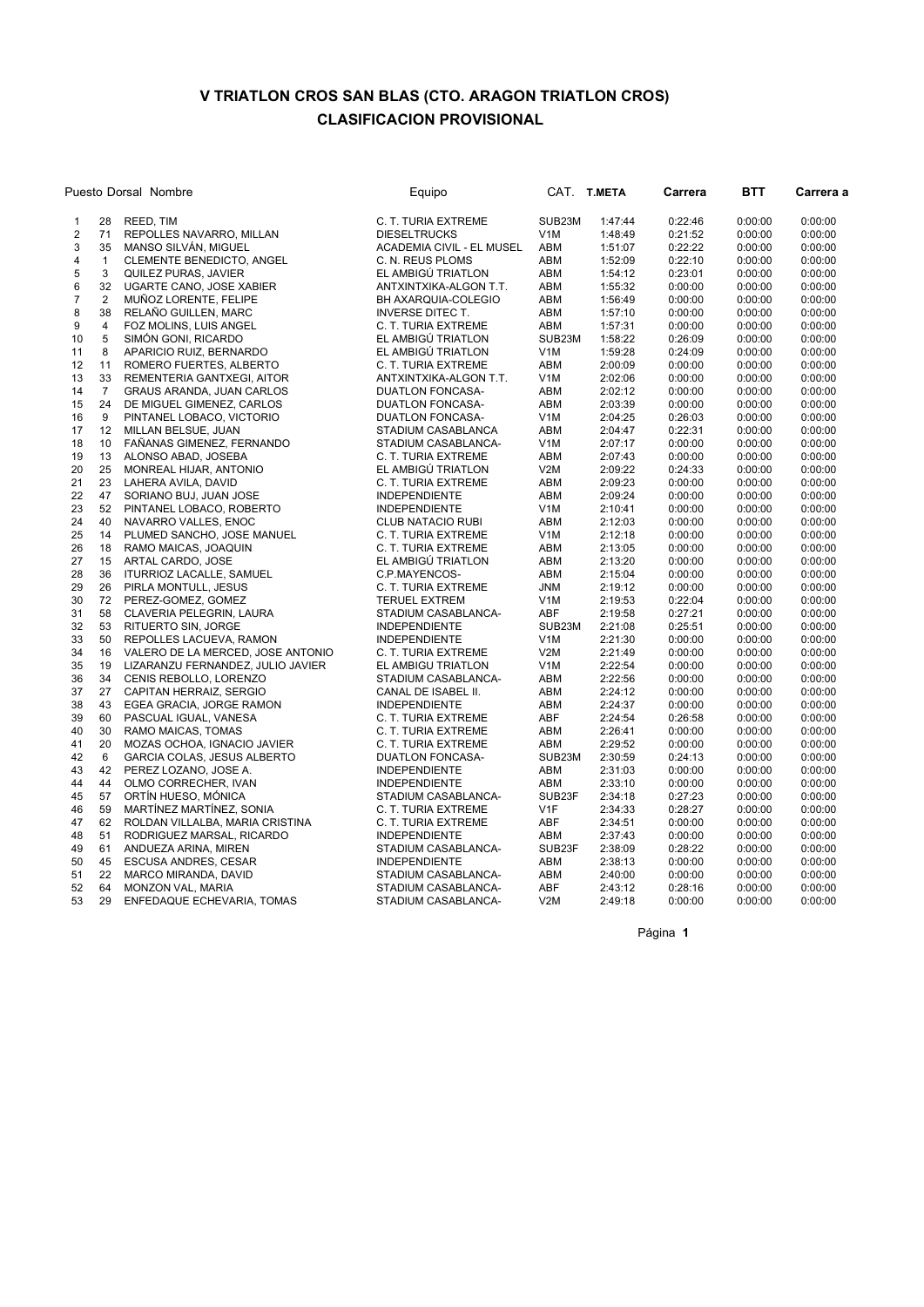# V TRIATLON CROS SAN BLAS (CTO. ARAGON TRIATLON CROS)

## CLASIFICACION PROVISIONAL

| Puesto | Dorsal | Nombre | Equipo | CAT. | T.META | Carrera | BTT | Carrera a |
|---|---|---|---|---|---|---|---|---|
| 1 | 28 | REED, TIM | C. T. TURIA EXTREME | SUB23M | 1:47:44 | 0:22:46 | 0:00:00 | 0:00:00 |
| 2 | 71 | REPOLLES NAVARRO, MILLAN | DIESELTRUCKS | V1M | 1:48:49 | 0:21:52 | 0:00:00 | 0:00:00 |
| 3 | 35 | MANSO SILVÁN, MIGUEL | ACADEMIA CIVIL - EL MUSEL | ABM | 1:51:07 | 0:22:22 | 0:00:00 | 0:00:00 |
| 4 | 1 | CLEMENTE BENEDICTO, ANGEL | C. N. REUS PLOMS | ABM | 1:52:09 | 0:22:10 | 0:00:00 | 0:00:00 |
| 5 | 3 | QUILEZ PURAS, JAVIER | EL AMBIGÚ TRIATLON | ABM | 1:54:12 | 0:23:01 | 0:00:00 | 0:00:00 |
| 6 | 32 | UGARTE CANO, JOSE XABIER | ANTXINTXIKA-ALGON T.T. | ABM | 1:55:32 | 0:00:00 | 0:00:00 | 0:00:00 |
| 7 | 2 | MUÑOZ LORENTE, FELIPE | BH AXARQUIA-COLEGIO | ABM | 1:56:49 | 0:00:00 | 0:00:00 | 0:00:00 |
| 8 | 38 | RELAÑO GUILLEN, MARC | INVERSE DITEC T. | ABM | 1:57:10 | 0:00:00 | 0:00:00 | 0:00:00 |
| 9 | 4 | FOZ MOLINS, LUIS ANGEL | C. T. TURIA EXTREME | ABM | 1:57:31 | 0:00:00 | 0:00:00 | 0:00:00 |
| 10 | 5 | SIMÓN GONI, RICARDO | EL AMBIGÚ TRIATLON | SUB23M | 1:58:22 | 0:26:09 | 0:00:00 | 0:00:00 |
| 11 | 8 | APARICIO RUIZ, BERNARDO | EL AMBIGÚ TRIATLON | V1M | 1:59:28 | 0:24:09 | 0:00:00 | 0:00:00 |
| 12 | 11 | ROMERO FUERTES, ALBERTO | C. T. TURIA EXTREME | ABM | 2:00:09 | 0:00:00 | 0:00:00 | 0:00:00 |
| 13 | 33 | REMENTERIA GANTXEGI, AITOR | ANTXINTXIKA-ALGON T.T. | V1M | 2:02:06 | 0:00:00 | 0:00:00 | 0:00:00 |
| 14 | 7 | GRAUS ARANDA, JUAN CARLOS | DUATLON FONCASA- | ABM | 2:02:12 | 0:00:00 | 0:00:00 | 0:00:00 |
| 15 | 24 | DE MIGUEL GIMENEZ, CARLOS | DUATLON FONCASA- | ABM | 2:03:39 | 0:00:00 | 0:00:00 | 0:00:00 |
| 16 | 9 | PINTANEL LOBACO, VICTORIO | DUATLON FONCASA- | V1M | 2:04:25 | 0:26:03 | 0:00:00 | 0:00:00 |
| 17 | 12 | MILLAN BELSUE, JUAN | STADIUM CASABLANCA | ABM | 2:04:47 | 0:22:31 | 0:00:00 | 0:00:00 |
| 18 | 10 | FAÑANAS GIMENEZ, FERNANDO | STADIUM CASABLANCA- | V1M | 2:07:17 | 0:00:00 | 0:00:00 | 0:00:00 |
| 19 | 13 | ALONSO ABAD, JOSEBA | C. T. TURIA EXTREME | ABM | 2:07:43 | 0:00:00 | 0:00:00 | 0:00:00 |
| 20 | 25 | MONREAL HIJAR, ANTONIO | EL AMBIGÚ TRIATLON | V2M | 2:09:22 | 0:24:33 | 0:00:00 | 0:00:00 |
| 21 | 23 | LAHERA AVILA, DAVID | C. T. TURIA EXTREME | ABM | 2:09:23 | 0:00:00 | 0:00:00 | 0:00:00 |
| 22 | 47 | SORIANO BUJ, JUAN JOSE | INDEPENDIENTE | ABM | 2:09:24 | 0:00:00 | 0:00:00 | 0:00:00 |
| 23 | 52 | PINTANEL LOBACO, ROBERTO | INDEPENDIENTE | V1M | 2:10:41 | 0:00:00 | 0:00:00 | 0:00:00 |
| 24 | 40 | NAVARRO VALLES, ENOC | CLUB NATACIO RUBI | ABM | 2:12:03 | 0:00:00 | 0:00:00 | 0:00:00 |
| 25 | 14 | PLUMED SANCHO, JOSE MANUEL | C. T. TURIA EXTREME | V1M | 2:12:18 | 0:00:00 | 0:00:00 | 0:00:00 |
| 26 | 18 | RAMO MAICAS, JOAQUIN | C. T. TURIA EXTREME | ABM | 2:13:05 | 0:00:00 | 0:00:00 | 0:00:00 |
| 27 | 15 | ARTAL CARDO, JOSE | EL AMBIGÚ TRIATLON | ABM | 2:13:20 | 0:00:00 | 0:00:00 | 0:00:00 |
| 28 | 36 | ITURRIOZ LACALLE, SAMUEL | C.P.MAYENCOS- | ABM | 2:15:04 | 0:00:00 | 0:00:00 | 0:00:00 |
| 29 | 26 | PIRLA MONTULL, JESUS | C. T. TURIA EXTREME | JNM | 2:19:12 | 0:00:00 | 0:00:00 | 0:00:00 |
| 30 | 72 | PEREZ-GOMEZ, GOMEZ | TERUEL EXTREM | V1M | 2:19:53 | 0:22:04 | 0:00:00 | 0:00:00 |
| 31 | 58 | CLAVERIA PELEGRIN, LAURA | STADIUM CASABLANCA- | ABF | 2:19:58 | 0:27:21 | 0:00:00 | 0:00:00 |
| 32 | 53 | RITUERTO SIN, JORGE | INDEPENDIENTE | SUB23M | 2:21:08 | 0:25:51 | 0:00:00 | 0:00:00 |
| 33 | 50 | REPOLLES LACUEVA, RAMON | INDEPENDIENTE | V1M | 2:21:30 | 0:00:00 | 0:00:00 | 0:00:00 |
| 34 | 16 | VALERO DE LA MERCED, JOSE ANTONIO | C. T. TURIA EXTREME | V2M | 2:21:49 | 0:00:00 | 0:00:00 | 0:00:00 |
| 35 | 19 | LIZARANZU FERNANDEZ, JULIO JAVIER | EL AMBIGU TRIATLON | V1M | 2:22:54 | 0:00:00 | 0:00:00 | 0:00:00 |
| 36 | 34 | CENIS REBOLLO, LORENZO | STADIUM CASABLANCA- | ABM | 2:22:56 | 0:00:00 | 0:00:00 | 0:00:00 |
| 37 | 27 | CAPITAN HERRAIZ, SERGIO | CANAL DE ISABEL II. | ABM | 2:24:12 | 0:00:00 | 0:00:00 | 0:00:00 |
| 38 | 43 | EGEA GRACIA, JORGE RAMON | INDEPENDIENTE | ABM | 2:24:37 | 0:00:00 | 0:00:00 | 0:00:00 |
| 39 | 60 | PASCUAL IGUAL, VANESA | C. T. TURIA EXTREME | ABF | 2:24:54 | 0:26:58 | 0:00:00 | 0:00:00 |
| 40 | 30 | RAMO MAICAS, TOMAS | C. T. TURIA EXTREME | ABM | 2:26:41 | 0:00:00 | 0:00:00 | 0:00:00 |
| 41 | 20 | MOZAS OCHOA, IGNACIO JAVIER | C. T. TURIA EXTREME | ABM | 2:29:52 | 0:00:00 | 0:00:00 | 0:00:00 |
| 42 | 6 | GARCIA COLAS, JESUS ALBERTO | DUATLON FONCASA- | SUB23M | 2:30:59 | 0:24:13 | 0:00:00 | 0:00:00 |
| 43 | 42 | PEREZ LOZANO, JOSE A. | INDEPENDIENTE | ABM | 2:31:03 | 0:00:00 | 0:00:00 | 0:00:00 |
| 44 | 44 | OLMO CORRECHER, IVAN | INDEPENDIENTE | ABM | 2:33:10 | 0:00:00 | 0:00:00 | 0:00:00 |
| 45 | 57 | ORTÍN HUESO, MÓNICA | STADIUM CASABLANCA- | SUB23F | 2:34:18 | 0:27:23 | 0:00:00 | 0:00:00 |
| 46 | 59 | MARTÍNEZ MARTÍNEZ, SONIA | C. T. TURIA EXTREME | V1F | 2:34:33 | 0:28:27 | 0:00:00 | 0:00:00 |
| 47 | 62 | ROLDAN VILLALBA, MARIA CRISTINA | C. T. TURIA EXTREME | ABF | 2:34:51 | 0:00:00 | 0:00:00 | 0:00:00 |
| 48 | 51 | RODRIGUEZ MARSAL, RICARDO | INDEPENDIENTE | ABM | 2:37:43 | 0:00:00 | 0:00:00 | 0:00:00 |
| 49 | 61 | ANDUEZA ARINA, MIREN | STADIUM CASABLANCA- | SUB23F | 2:38:09 | 0:28:22 | 0:00:00 | 0:00:00 |
| 50 | 45 | ESCUSA ANDRES, CESAR | INDEPENDIENTE | ABM | 2:38:13 | 0:00:00 | 0:00:00 | 0:00:00 |
| 51 | 22 | MARCO MIRANDA, DAVID | STADIUM CASABLANCA- | ABM | 2:40:00 | 0:00:00 | 0:00:00 | 0:00:00 |
| 52 | 64 | MONZON VAL, MARIA | STADIUM CASABLANCA- | ABF | 2:43:12 | 0:28:16 | 0:00:00 | 0:00:00 |
| 53 | 29 | ENFEDAQUE ECHEVARIA, TOMAS | STADIUM CASABLANCA- | V2M | 2:49:18 | 0:00:00 | 0:00:00 | 0:00:00 |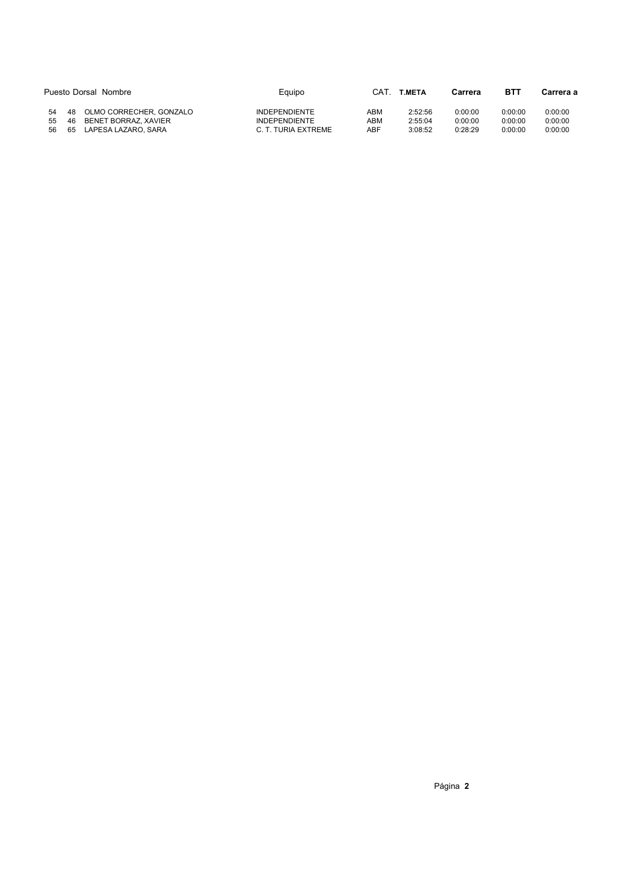| Puesto | Dorsal | Nombre | Equipo | CAT. | T.META | Carrera | BTT | Carrera a |
|---|---|---|---|---|---|---|---|---|
| 54 | 48 | OLMO CORRECHER, GONZALO | INDEPENDIENTE | ABM | 2:52:56 | 0:00:00 | 0:00:00 | 0:00:00 |
| 55 | 46 | BENET BORRAZ, XAVIER | INDEPENDIENTE | ABM | 2:55:04 | 0:00:00 | 0:00:00 | 0:00:00 |
| 56 | 65 | LAPESA LAZARO, SARA | C. T. TURIA EXTREME | ABF | 3:08:52 | 0:28:29 | 0:00:00 | 0:00:00 |